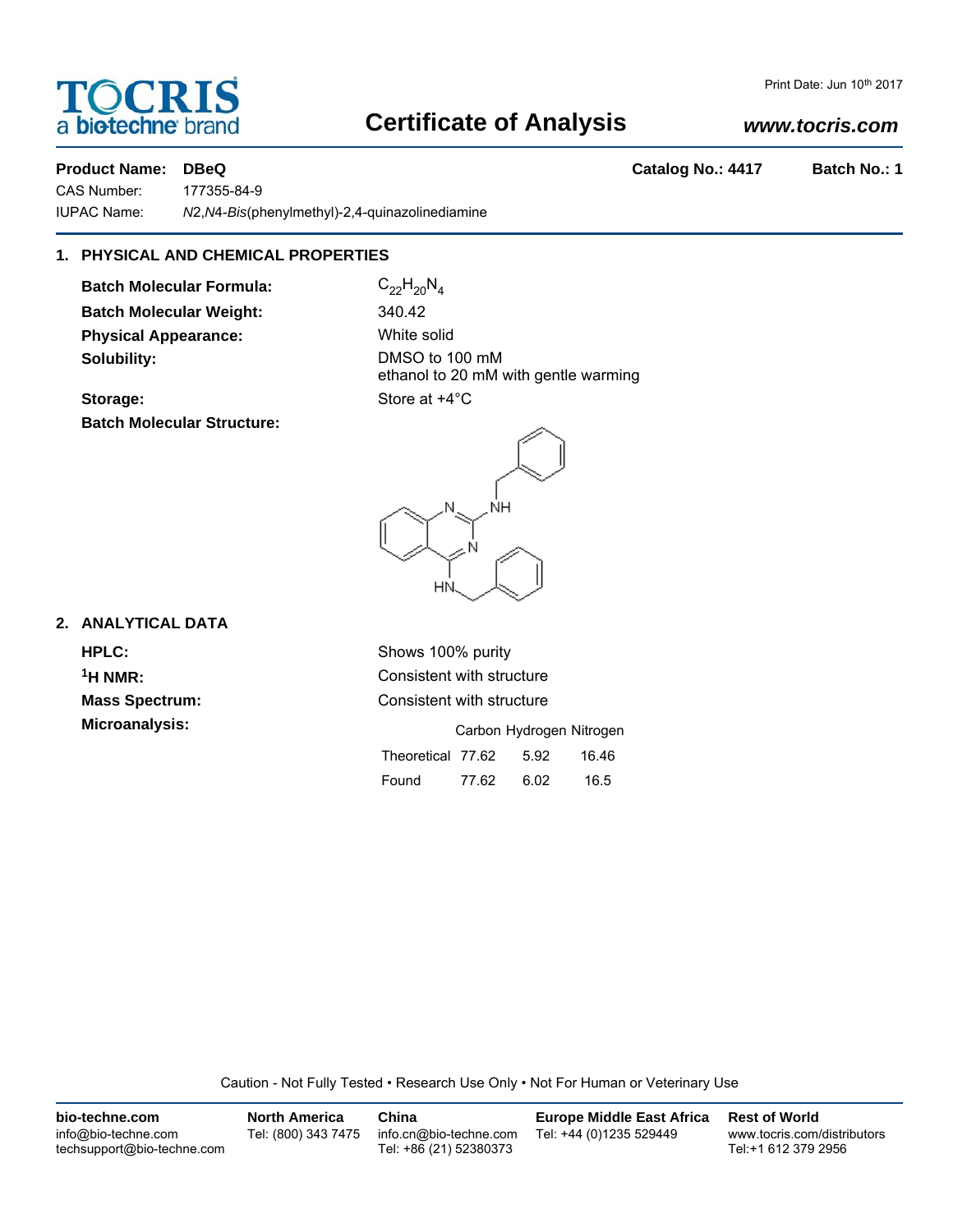**TOCRIS**
a biotechne brand

Print Date: Jun 10th 2017

# Certificate of Analysis

***www.tocris.com***

**Product Name: DBeQ** **Catalog No.: 4417** **Batch No.: 1**

CAS Number: 177355-84-9

IUPAC Name: *N*2,*N*4-*Bis*(phenylmethyl)-2,4-quinazolinediamine

## 1. PHYSICAL AND CHEMICAL PROPERTIES

**Batch Molecular Formula:** $C_{22}H_{20}N_4$

**Batch Molecular Weight:** 340.42

**Physical Appearance:** White solid

**Solubility:** DMSO to 100 mM
ethanol to 20 mM with gentle warming

**Storage:** Store at +4°C

**Batch Molecular Structure:**

## 2. ANALYTICAL DATA

**HPLC:** Shows 100% purity

**$^1$H NMR:** Consistent with structure

**Mass Spectrum:** Consistent with structure

**Microanalysis:**

| | Carbon | Hydrogen | Nitrogen |
|---|---|---|---|
| Theoretical | 77.62 | 5.92 | 16.46 |
| Found | 77.62 | 6.02 | 16.5 |

Caution - Not Fully Tested • Research Use Only • Not For Human or Veterinary Use

**bio-techne.com**
info@bio-techne.com
techsupport@bio-techne.com

**North America**
Tel: (800) 343 7475

**China**
info.cn@bio-techne.com
Tel: +86 (21) 52380373

**Europe Middle East Africa**
Tel: +44 (0)1235 529449

**Rest of World**
www.tocris.com/distributors
Tel:+1 612 379 2956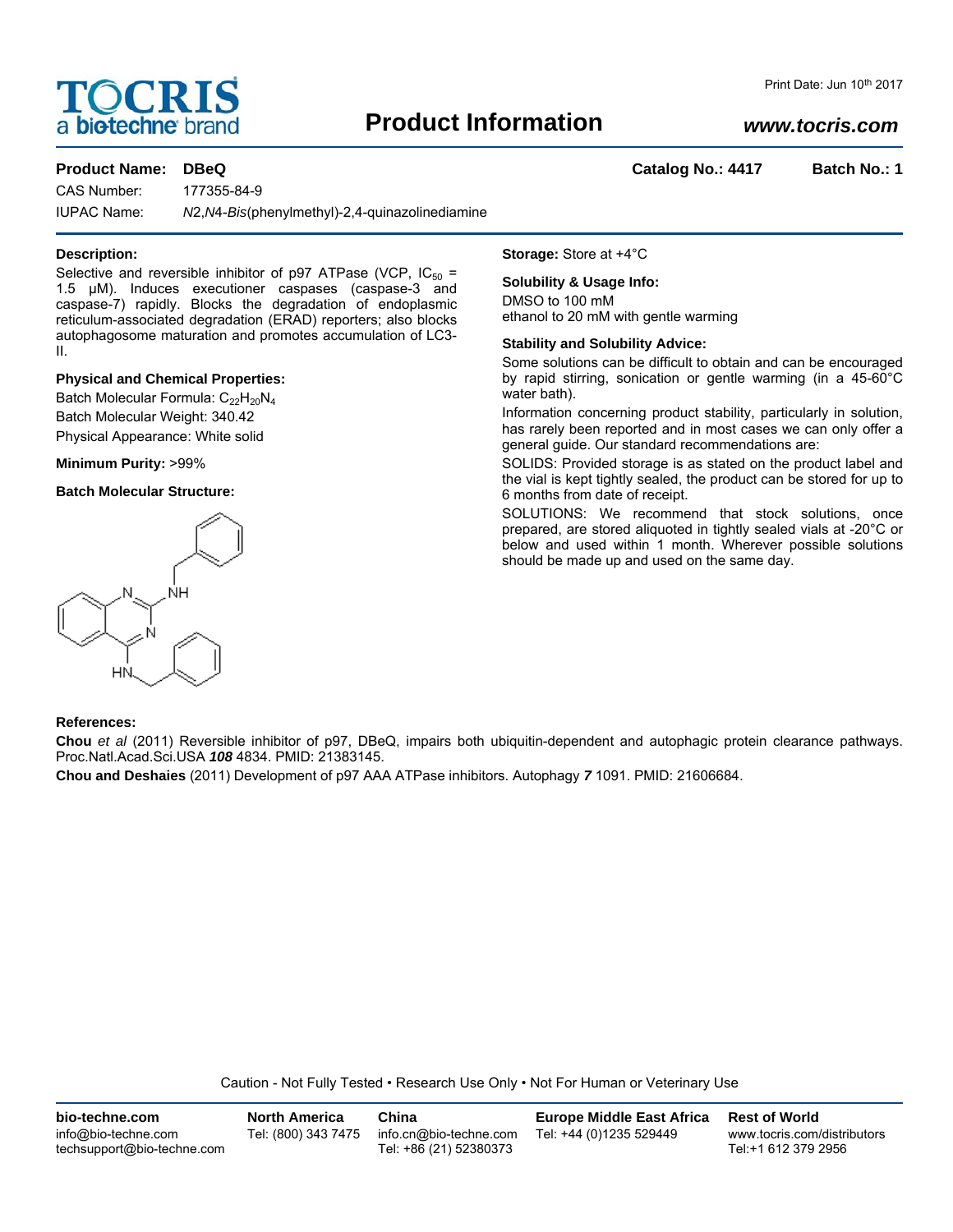# Product Information

Print Date: Jun 10th 2017

www.tocris.com

**Product Name: DBeQ** **Catalog No.: 4417** **Batch No.: 1**

CAS Number: 177355-84-9

IUPAC Name: *N*2,*N*4-*Bis*(phenylmethyl)-2,4-quinazolinediamine

**Description:**

Selective and reversible inhibitor of p97 ATPase (VCP, $IC_{50}$ = 1.5 μM). Induces executioner caspases (caspase-3 and caspase-7) rapidly. Blocks the degradation of endoplasmic reticulum-associated degradation (ERAD) reporters; also blocks autophagosome maturation and promotes accumulation of LC3-II.

**Physical and Chemical Properties:**

Batch Molecular Formula: $C_{22}H_{20}N_4$

Batch Molecular Weight: 340.42

Physical Appearance: White solid

**Minimum Purity:** >99%

**Batch Molecular Structure:**

N
NH
N
HN

**Storage:** Store at +4°C

**Solubility & Usage Info:**

DMSO to 100 mM

ethanol to 20 mM with gentle warming

**Stability and Solubility Advice:**

Some solutions can be difficult to obtain and can be encouraged by rapid stirring, sonication or gentle warming (in a 45-60°C water bath).

Information concerning product stability, particularly in solution, has rarely been reported and in most cases we can only offer a general guide. Our standard recommendations are:

SOLIDS: Provided storage is as stated on the product label and the vial is kept tightly sealed, the product can be stored for up to 6 months from date of receipt.

SOLUTIONS: We recommend that stock solutions, once prepared, are stored aliquoted in tightly sealed vials at -20°C or below and used within 1 month. Wherever possible solutions should be made up and used on the same day.

**References:**

**Chou** *et al* (2011) Reversible inhibitor of p97, DBeQ, impairs both ubiquitin-dependent and autophagic protein clearance pathways. Proc.Natl.Acad.Sci.USA ***108*** 4834. PMID: 21383145.

**Chou and Deshaies** (2011) Development of p97 AAA ATPase inhibitors. Autophagy ***7*** 1091. PMID: 21606684.

Caution - Not Fully Tested • Research Use Only • Not For Human or Veterinary Use

**bio-techne.com**
info@bio-techne.com
techsupport@bio-techne.com

**North America**
Tel: (800) 343 7475

**China**
info.cn@bio-techne.com
Tel: +86 (21) 52380373

**Europe Middle East Africa**
Tel: +44 (0)1235 529449

**Rest of World**
www.tocris.com/distributors
Tel:+1 612 379 2956